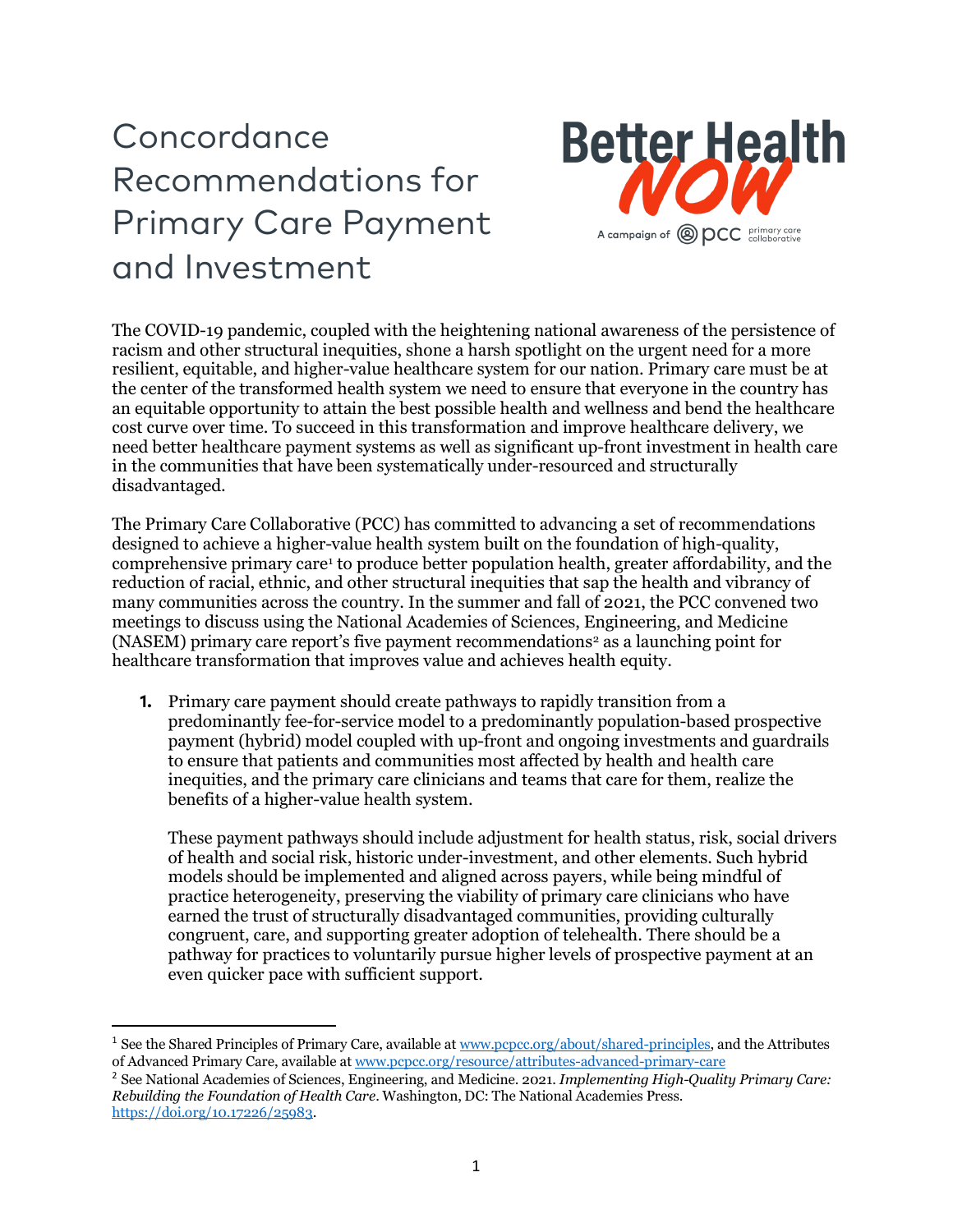# Concordance Recommendations for Primary Care Payment and Investment

Better Health NOW

A campaign of pcc primary care collaborative

The COVID-19 pandemic, coupled with the heightening national awareness of the persistence of racism and other structural inequities, shone a harsh spotlight on the urgent need for a more resilient, equitable, and higher-value healthcare system for our nation. Primary care must be at the center of the transformed health system we need to ensure that everyone in the country has an equitable opportunity to attain the best possible health and wellness and bend the healthcare cost curve over time. To succeed in this transformation and improve healthcare delivery, we need better healthcare payment systems as well as significant up-front investment in health care in the communities that have been systematically under-resourced and structurally disadvantaged.

The Primary Care Collaborative (PCC) has committed to advancing a set of recommendations designed to achieve a higher-value health system built on the foundation of high-quality, comprehensive primary care[1] to produce better population health, greater affordability, and the reduction of racial, ethnic, and other structural inequities that sap the health and vibrancy of many communities across the country. In the summer and fall of 2021, the PCC convened two meetings to discuss using the National Academies of Sciences, Engineering, and Medicine (NASEM) primary care report's five payment recommendations[2] as a launching point for healthcare transformation that improves value and achieves health equity.

1. Primary care payment should create pathways to rapidly transition from a predominantly fee-for-service model to a predominantly population-based prospective payment (hybrid) model coupled with up-front and ongoing investments and guardrails to ensure that patients and communities most affected by health and health care inequities, and the primary care clinicians and teams that care for them, realize the benefits of a higher-value health system.

   These payment pathways should include adjustment for health status, risk, social drivers of health and social risk, historic under-investment, and other elements. Such hybrid models should be implemented and aligned across payers, while being mindful of practice heterogeneity, preserving the viability of primary care clinicians who have earned the trust of structurally disadvantaged communities, providing culturally congruent, care, and supporting greater adoption of telehealth. There should be a pathway for practices to voluntarily pursue higher levels of prospective payment at an even quicker pace with sufficient support.

---

[1] See the Shared Principles of Primary Care, available at www.pcpcc.org/about/shared-principles, and the Attributes of Advanced Primary Care, available at www.pcpcc.org/resource/attributes-advanced-primary-care

[2] See National Academies of Sciences, Engineering, and Medicine. 2021. *Implementing High-Quality Primary Care: Rebuilding the Foundation of Health Care*. Washington, DC: The National Academies Press. https://doi.org/10.17226/25983.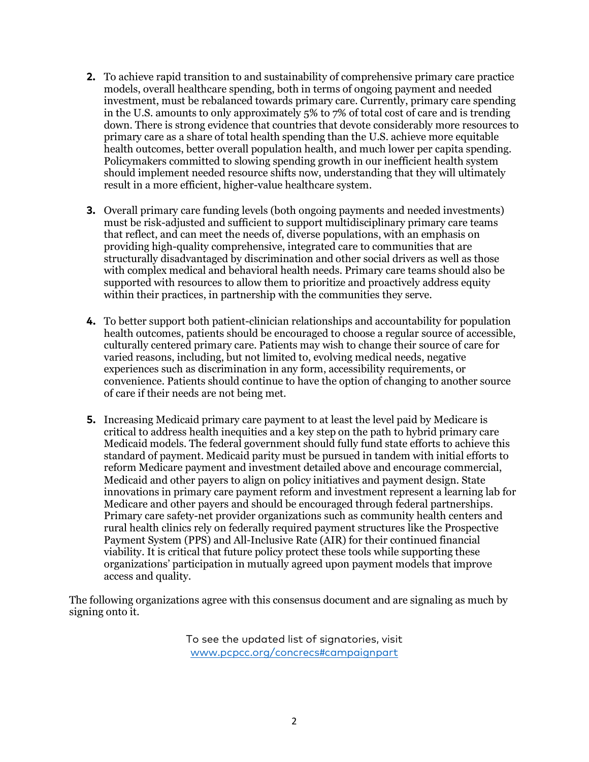2. To achieve rapid transition to and sustainability of comprehensive primary care practice models, overall healthcare spending, both in terms of ongoing payment and needed investment, must be rebalanced towards primary care. Currently, primary care spending in the U.S. amounts to only approximately 5% to 7% of total cost of care and is trending down. There is strong evidence that countries that devote considerably more resources to primary care as a share of total health spending than the U.S. achieve more equitable health outcomes, better overall population health, and much lower per capita spending. Policymakers committed to slowing spending growth in our inefficient health system should implement needed resource shifts now, understanding that they will ultimately result in a more efficient, higher-value healthcare system.

3. Overall primary care funding levels (both ongoing payments and needed investments) must be risk-adjusted and sufficient to support multidisciplinary primary care teams that reflect, and can meet the needs of, diverse populations, with an emphasis on providing high-quality comprehensive, integrated care to communities that are structurally disadvantaged by discrimination and other social drivers as well as those with complex medical and behavioral health needs. Primary care teams should also be supported with resources to allow them to prioritize and proactively address equity within their practices, in partnership with the communities they serve.

4. To better support both patient-clinician relationships and accountability for population health outcomes, patients should be encouraged to choose a regular source of accessible, culturally centered primary care. Patients may wish to change their source of care for varied reasons, including, but not limited to, evolving medical needs, negative experiences such as discrimination in any form, accessibility requirements, or convenience. Patients should continue to have the option of changing to another source of care if their needs are not being met.

5. Increasing Medicaid primary care payment to at least the level paid by Medicare is critical to address health inequities and a key step on the path to hybrid primary care Medicaid models. The federal government should fully fund state efforts to achieve this standard of payment. Medicaid parity must be pursued in tandem with initial efforts to reform Medicare payment and investment detailed above and encourage commercial, Medicaid and other payers to align on policy initiatives and payment design. State innovations in primary care payment reform and investment represent a learning lab for Medicare and other payers and should be encouraged through federal partnerships. Primary care safety-net provider organizations such as community health centers and rural health clinics rely on federally required payment structures like the Prospective Payment System (PPS) and All-Inclusive Rate (AIR) for their continued financial viability. It is critical that future policy protect these tools while supporting these organizations' participation in mutually agreed upon payment models that improve access and quality.

The following organizations agree with this consensus document and are signaling as much by signing onto it.

To see the updated list of signatories, visit
www.pcpcc.org/concrecs#campaignpart